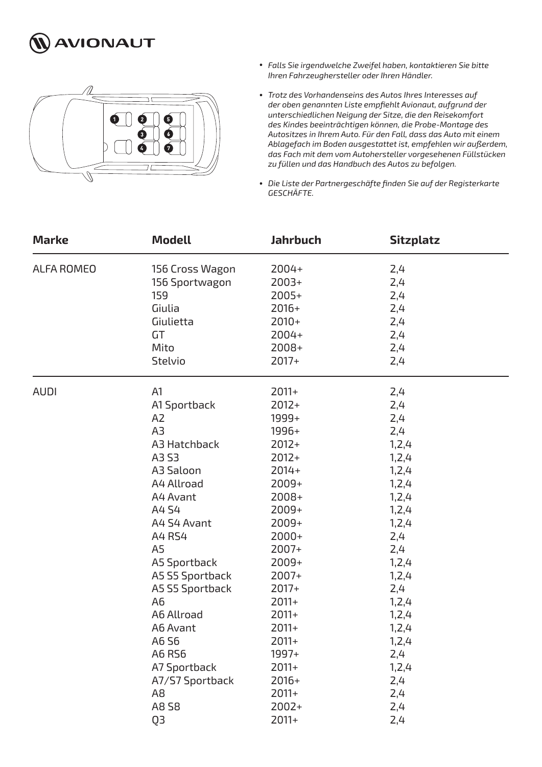AVIONAUT

- *Falls Sie irgendwelche Zweifel haben, kontaktieren Sie bitte Ihren Fahrzeughersteller oder Ihren Händler.*
- *Trotz des Vorhandenseins des Autos Ihres Interesses auf der oben genannten Liste empfiehlt Avionaut, aufgrund der unterschiedlichen Neigung der Sitze, die den Reisekomfort des Kindes beeinträchtigen können, die Probe-Montage des Autositzes in Ihrem Auto. Für den Fall, dass das Auto mit einem Ablagefach im Boden ausgestattet ist, empfehlen wir außerdem, das Fach mit dem vom Autohersteller vorgesehenen Füllstücken zu füllen und das Handbuch des Autos zu befolgen.*
- *Die Liste der Partnergeschäfte finden Sie auf der Registerkarte GESCHÄFTE.*

| Marke | Modell | Jahrbuch | Sitzplatz |
|---|---|---|---|
| ALFA ROMEO | 156 Cross Wagon | 2004+ | 2,4 |
| | 156 Sportwagon | 2003+ | 2,4 |
| | 159 | 2005+ | 2,4 |
| | Giulia | 2016+ | 2,4 |
| | Giulietta | 2010+ | 2,4 |
| | GT | 2004+ | 2,4 |
| | Mito | 2008+ | 2,4 |
| | Stelvio | 2017+ | 2,4 |
| AUDI | A1 | 2011+ | 2,4 |
| | A1 Sportback | 2012+ | 2,4 |
| | A2 | 1999+ | 2,4 |
| | A3 | 1996+ | 2,4 |
| | A3 Hatchback | 2012+ | 1,2,4 |
| | A3 S3 | 2012+ | 1,2,4 |
| | A3 Saloon | 2014+ | 1,2,4 |
| | A4 Allroad | 2009+ | 1,2,4 |
| | A4 Avant | 2008+ | 1,2,4 |
| | A4 S4 | 2009+ | 1,2,4 |
| | A4 S4 Avant | 2009+ | 1,2,4 |
| | A4 RS4 | 2000+ | 2,4 |
| | A5 | 2007+ | 2,4 |
| | A5 Sportback | 2009+ | 1,2,4 |
| | A5 S5 Sportback | 2007+ | 1,2,4 |
| | A5 S5 Sportback | 2017+ | 2,4 |
| | A6 | 2011+ | 1,2,4 |
| | A6 Allroad | 2011+ | 1,2,4 |
| | A6 Avant | 2011+ | 1,2,4 |
| | A6 S6 | 2011+ | 1,2,4 |
| | A6 RS6 | 1997+ | 2,4 |
| | A7 Sportback | 2011+ | 1,2,4 |
| | A7/S7 Sportback | 2016+ | 2,4 |
| | A8 | 2011+ | 2,4 |
| | A8 S8 | 2002+ | 2,4 |
| | Q3 | 2011+ | 2,4 |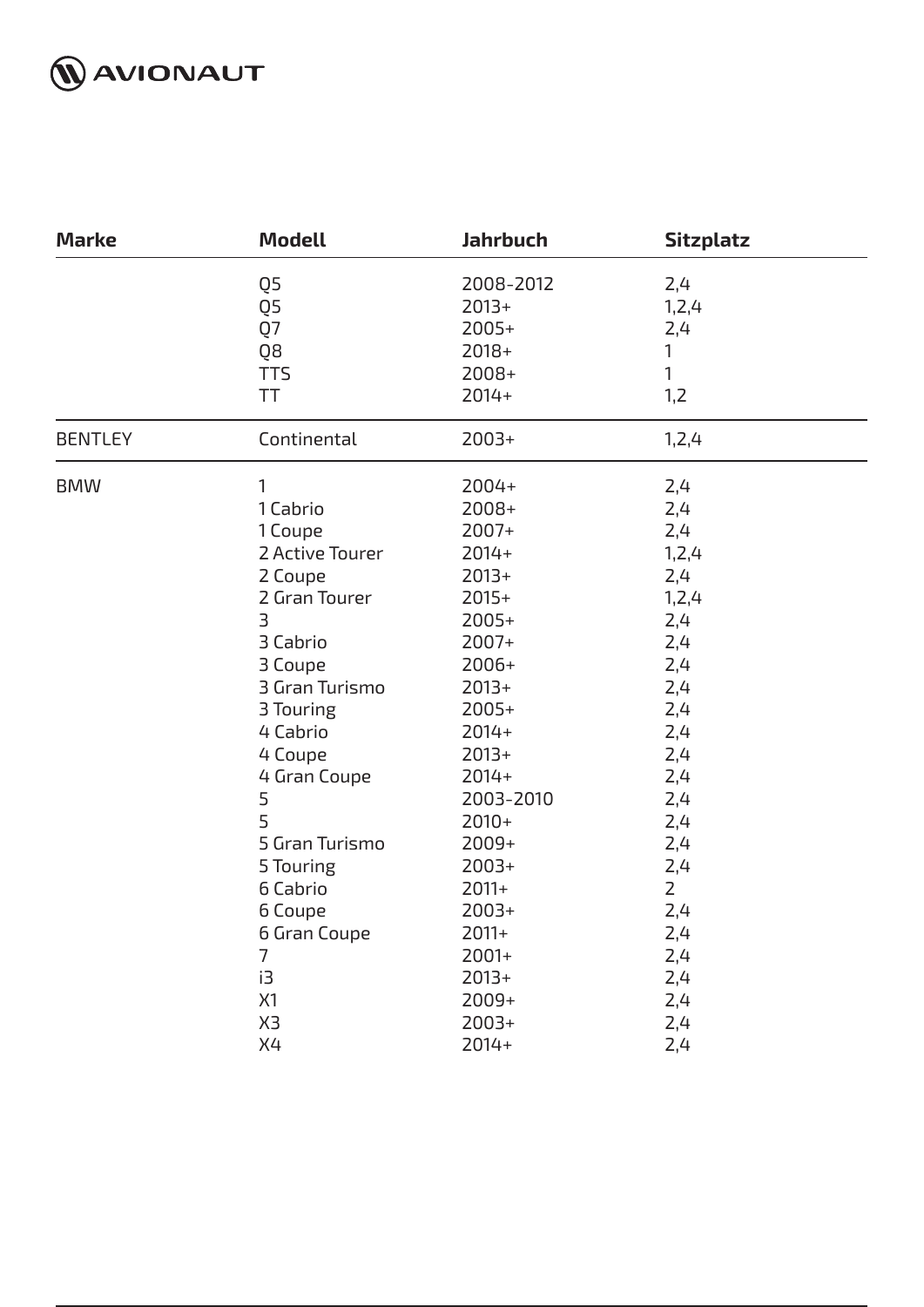| Marke | Modell | Jahrbuch | Sitzplatz |
|---|---|---|---|
| | Q5 | 2008-2012 | 2,4 |
| | Q5 | 2013+ | 1,2,4 |
| | Q7 | 2005+ | 2,4 |
| | Q8 | 2018+ | 1 |
| | TTS | 2008+ | 1 |
| | TT | 2014+ | 1,2 |
| BENTLEY | Continental | 2003+ | 1,2,4 |
| BMW | 1 | 2004+ | 2,4 |
| | 1 Cabrio | 2008+ | 2,4 |
| | 1 Coupe | 2007+ | 2,4 |
| | 2 Active Tourer | 2014+ | 1,2,4 |
| | 2 Coupe | 2013+ | 2,4 |
| | 2 Gran Tourer | 2015+ | 1,2,4 |
| | 3 | 2005+ | 2,4 |
| | 3 Cabrio | 2007+ | 2,4 |
| | 3 Coupe | 2006+ | 2,4 |
| | 3 Gran Turismo | 2013+ | 2,4 |
| | 3 Touring | 2005+ | 2,4 |
| | 4 Cabrio | 2014+ | 2,4 |
| | 4 Coupe | 2013+ | 2,4 |
| | 4 Gran Coupe | 2014+ | 2,4 |
| | 5 | 2003-2010 | 2,4 |
| | 5 | 2010+ | 2,4 |
| | 5 Gran Turismo | 2009+ | 2,4 |
| | 5 Touring | 2003+ | 2,4 |
| | 6 Cabrio | 2011+ | 2 |
| | 6 Coupe | 2003+ | 2,4 |
| | 6 Gran Coupe | 2011+ | 2,4 |
| | 7 | 2001+ | 2,4 |
| | i3 | 2013+ | 2,4 |
| | X1 | 2009+ | 2,4 |
| | X3 | 2003+ | 2,4 |
| | X4 | 2014+ | 2,4 |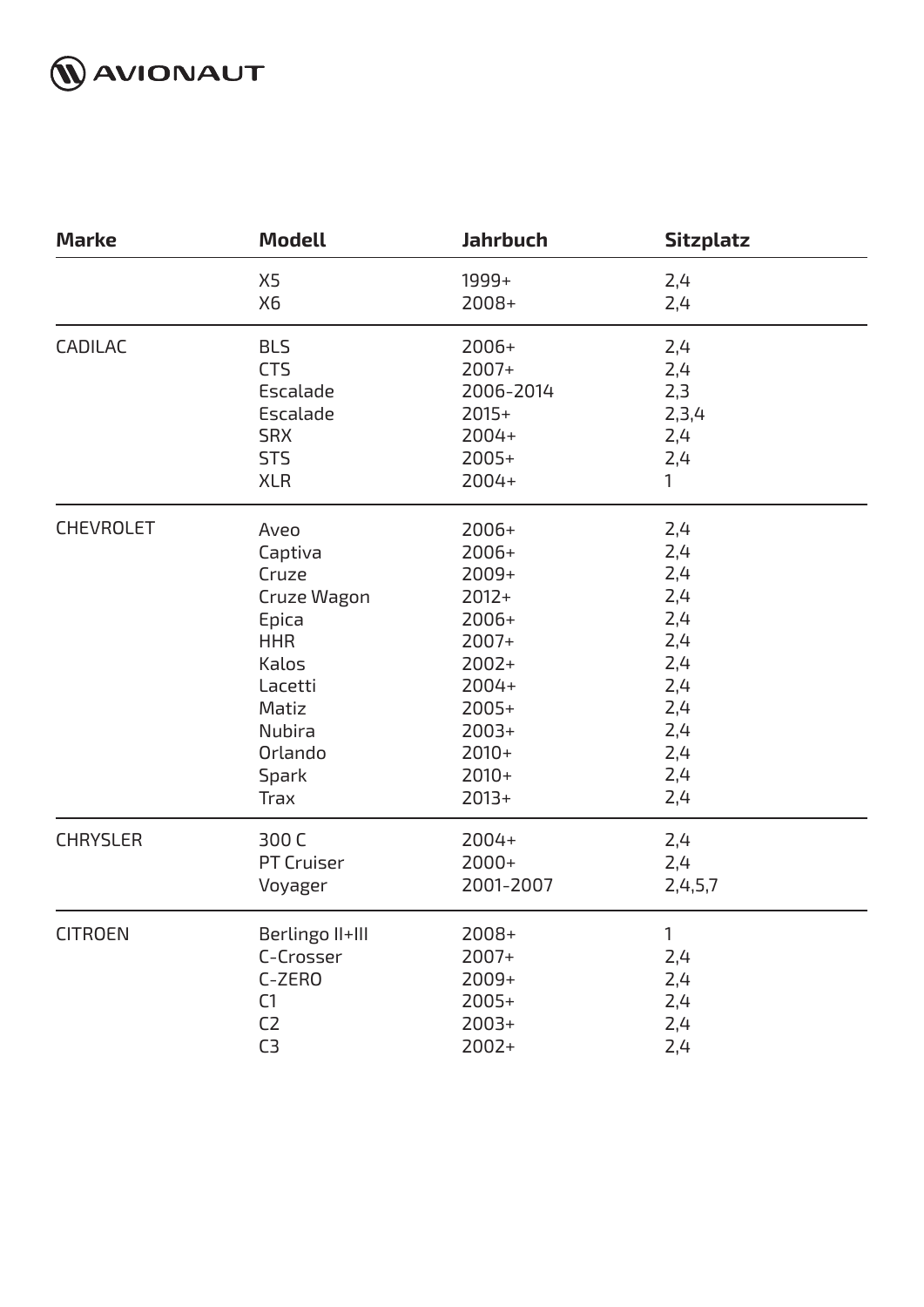| Marke | Modell | Jahrbuch | Sitzplatz |
|---|---|---|---|
| | X5 | 1999+ | 2,4 |
| | X6 | 2008+ | 2,4 |
| CADILAC | BLS | 2006+ | 2,4 |
| | CTS | 2007+ | 2,4 |
| | Escalade | 2006-2014 | 2,3 |
| | Escalade | 2015+ | 2,3,4 |
| | SRX | 2004+ | 2,4 |
| | STS | 2005+ | 2,4 |
| | XLR | 2004+ | 1 |
| CHEVROLET | Aveo | 2006+ | 2,4 |
| | Captiva | 2006+ | 2,4 |
| | Cruze | 2009+ | 2,4 |
| | Cruze Wagon | 2012+ | 2,4 |
| | Epica | 2006+ | 2,4 |
| | HHR | 2007+ | 2,4 |
| | Kalos | 2002+ | 2,4 |
| | Lacetti | 2004+ | 2,4 |
| | Matiz | 2005+ | 2,4 |
| | Nubira | 2003+ | 2,4 |
| | Orlando | 2010+ | 2,4 |
| | Spark | 2010+ | 2,4 |
| | Trax | 2013+ | 2,4 |
| CHRYSLER | 300 C | 2004+ | 2,4 |
| | PT Cruiser | 2000+ | 2,4 |
| | Voyager | 2001-2007 | 2,4,5,7 |
| CITROEN | Berlingo II+III | 2008+ | 1 |
| | C-Crosser | 2007+ | 2,4 |
| | C-ZERO | 2009+ | 2,4 |
| | C1 | 2005+ | 2,4 |
| | C2 | 2003+ | 2,4 |
| | C3 | 2002+ | 2,4 |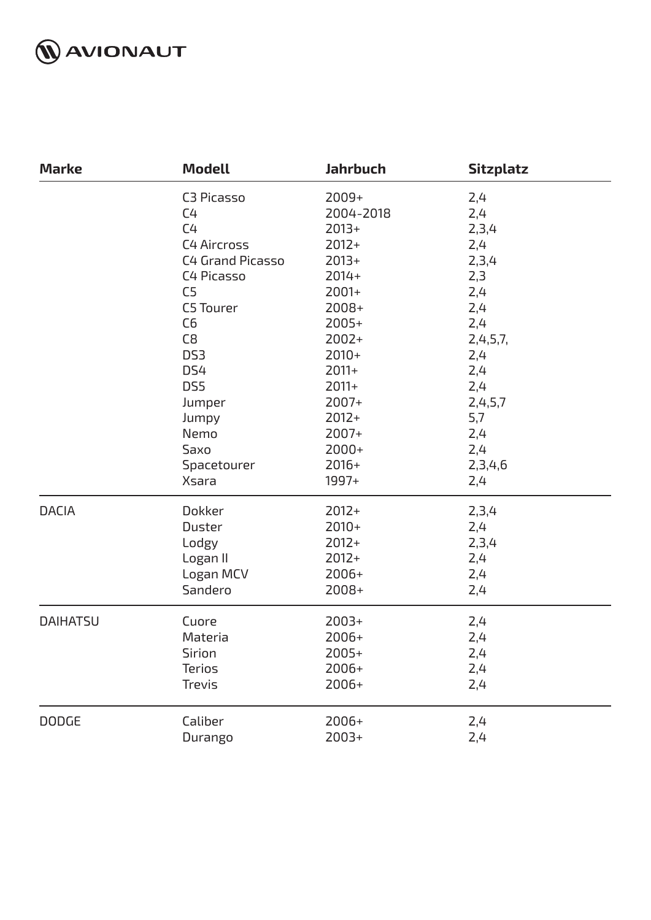| Marke | Modell | Jahrbuch | Sitzplatz |
|---|---|---|---|
| | C3 Picasso | 2009+ | 2,4 |
| | C4 | 2004-2018 | 2,4 |
| | C4 | 2013+ | 2,3,4 |
| | C4 Aircross | 2012+ | 2,4 |
| | C4 Grand Picasso | 2013+ | 2,3,4 |
| | C4 Picasso | 2014+ | 2,3 |
| | C5 | 2001+ | 2,4 |
| | C5 Tourer | 2008+ | 2,4 |
| | C6 | 2005+ | 2,4 |
| | C8 | 2002+ | 2,4,5,7, |
| | DS3 | 2010+ | 2,4 |
| | DS4 | 2011+ | 2,4 |
| | DS5 | 2011+ | 2,4 |
| | Jumper | 2007+ | 2,4,5,7 |
| | Jumpy | 2012+ | 5,7 |
| | Nemo | 2007+ | 2,4 |
| | Saxo | 2000+ | 2,4 |
| | Spacetourer | 2016+ | 2,3,4,6 |
| | Xsara | 1997+ | 2,4 |
| DACIA | Dokker | 2012+ | 2,3,4 |
| | Duster | 2010+ | 2,4 |
| | Lodgy | 2012+ | 2,3,4 |
| | Logan II | 2012+ | 2,4 |
| | Logan MCV | 2006+ | 2,4 |
| | Sandero | 2008+ | 2,4 |
| DAIHATSU | Cuore | 2003+ | 2,4 |
| | Materia | 2006+ | 2,4 |
| | Sirion | 2005+ | 2,4 |
| | Terios | 2006+ | 2,4 |
| | Trevis | 2006+ | 2,4 |
| DODGE | Caliber | 2006+ | 2,4 |
| | Durango | 2003+ | 2,4 |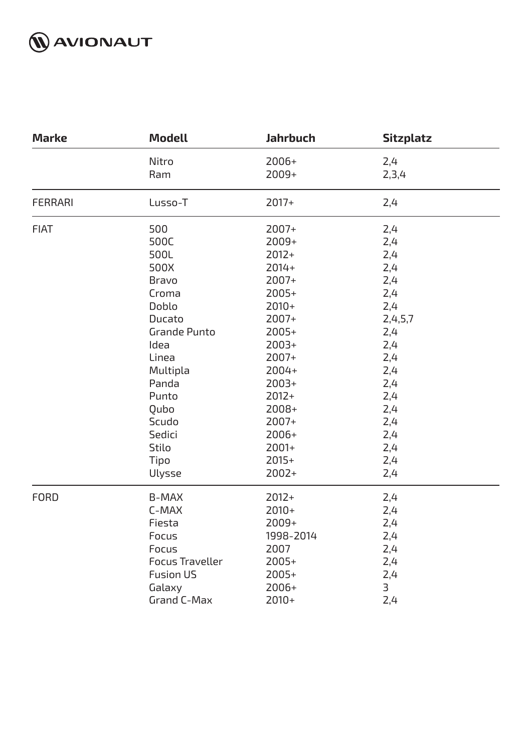| Marke | Modell | Jahrbuch | Sitzplatz |
|---|---|---|---|
| | Nitro | 2006+ | 2,4 |
| | Ram | 2009+ | 2,3,4 |
| FERRARI | Lusso-T | 2017+ | 2,4 |
| FIAT | 500 | 2007+ | 2,4 |
| | 500C | 2009+ | 2,4 |
| | 500L | 2012+ | 2,4 |
| | 500X | 2014+ | 2,4 |
| | Bravo | 2007+ | 2,4 |
| | Croma | 2005+ | 2,4 |
| | Doblo | 2010+ | 2,4 |
| | Ducato | 2007+ | 2,4,5,7 |
| | Grande Punto | 2005+ | 2,4 |
| | Idea | 2003+ | 2,4 |
| | Linea | 2007+ | 2,4 |
| | Multipla | 2004+ | 2,4 |
| | Panda | 2003+ | 2,4 |
| | Punto | 2012+ | 2,4 |
| | Qubo | 2008+ | 2,4 |
| | Scudo | 2007+ | 2,4 |
| | Sedici | 2006+ | 2,4 |
| | Stilo | 2001+ | 2,4 |
| | Tipo | 2015+ | 2,4 |
| | Ulysse | 2002+ | 2,4 |
| FORD | B-MAX | 2012+ | 2,4 |
| | C-MAX | 2010+ | 2,4 |
| | Fiesta | 2009+ | 2,4 |
| | Focus | 1998-2014 | 2,4 |
| | Focus | 2007 | 2,4 |
| | Focus Traveller | 2005+ | 2,4 |
| | Fusion US | 2005+ | 2,4 |
| | Galaxy | 2006+ | 3 |
| | Grand C-Max | 2010+ | 2,4 |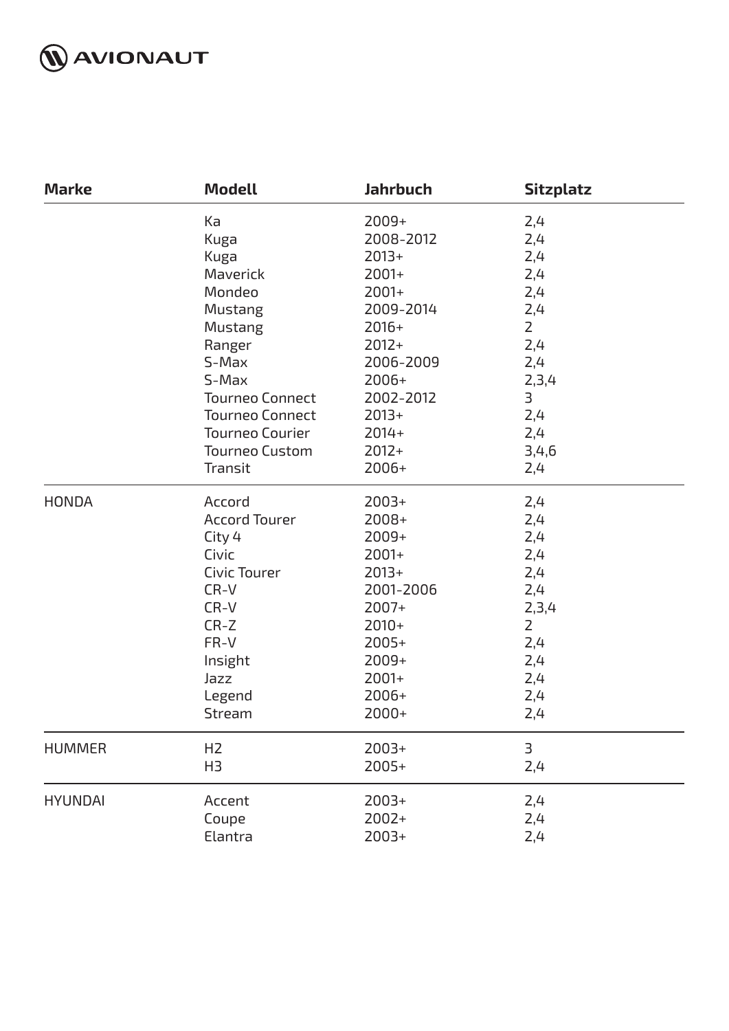| Marke | Modell | Jahrbuch | Sitzplatz |
|---|---|---|---|
| | Ka | 2009+ | 2,4 |
| | Kuga | 2008-2012 | 2,4 |
| | Kuga | 2013+ | 2,4 |
| | Maverick | 2001+ | 2,4 |
| | Mondeo | 2001+ | 2,4 |
| | Mustang | 2009-2014 | 2,4 |
| | Mustang | 2016+ | 2 |
| | Ranger | 2012+ | 2,4 |
| | S-Max | 2006-2009 | 2,4 |
| | S-Max | 2006+ | 2,3,4 |
| | Tourneo Connect | 2002-2012 | 3 |
| | Tourneo Connect | 2013+ | 2,4 |
| | Tourneo Courier | 2014+ | 2,4 |
| | Tourneo Custom | 2012+ | 3,4,6 |
| | Transit | 2006+ | 2,4 |
| HONDA | Accord | 2003+ | 2,4 |
| | Accord Tourer | 2008+ | 2,4 |
| | City 4 | 2009+ | 2,4 |
| | Civic | 2001+ | 2,4 |
| | Civic Tourer | 2013+ | 2,4 |
| | CR-V | 2001-2006 | 2,4 |
| | CR-V | 2007+ | 2,3,4 |
| | CR-Z | 2010+ | 2 |
| | FR-V | 2005+ | 2,4 |
| | Insight | 2009+ | 2,4 |
| | Jazz | 2001+ | 2,4 |
| | Legend | 2006+ | 2,4 |
| | Stream | 2000+ | 2,4 |
| HUMMER | H2 | 2003+ | 3 |
| | H3 | 2005+ | 2,4 |
| HYUNDAI | Accent | 2003+ | 2,4 |
| | Coupe | 2002+ | 2,4 |
| | Elantra | 2003+ | 2,4 |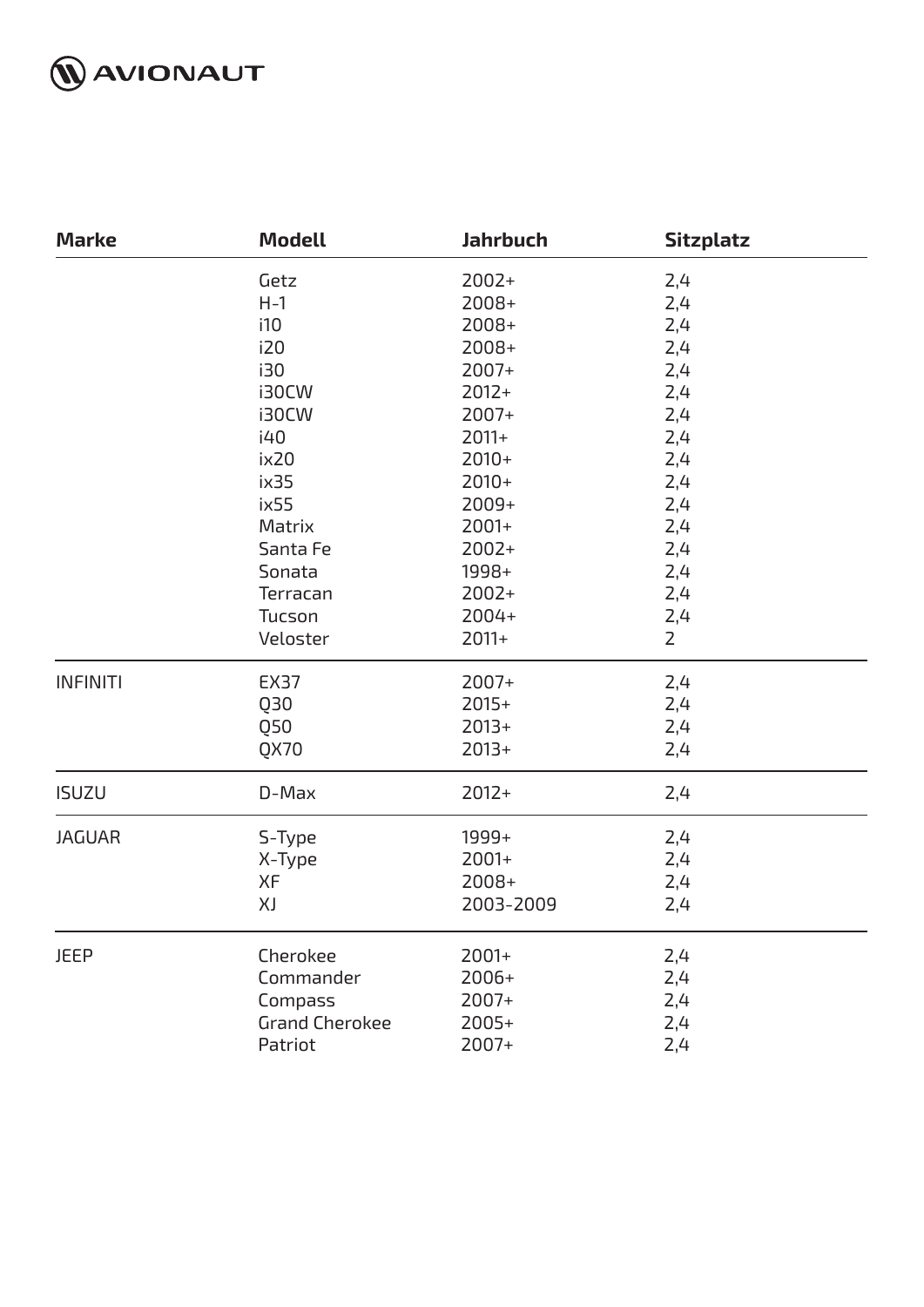| Marke | Modell | Jahrbuch | Sitzplatz |
|---|---|---|---|
| | Getz | 2002+ | 2,4 |
| | H-1 | 2008+ | 2,4 |
| | i10 | 2008+ | 2,4 |
| | i20 | 2008+ | 2,4 |
| | i30 | 2007+ | 2,4 |
| | i30CW | 2012+ | 2,4 |
| | i30CW | 2007+ | 2,4 |
| | i40 | 2011+ | 2,4 |
| | ix20 | 2010+ | 2,4 |
| | ix35 | 2010+ | 2,4 |
| | ix55 | 2009+ | 2,4 |
| | Matrix | 2001+ | 2,4 |
| | Santa Fe | 2002+ | 2,4 |
| | Sonata | 1998+ | 2,4 |
| | Terracan | 2002+ | 2,4 |
| | Tucson | 2004+ | 2,4 |
| | Veloster | 2011+ | 2 |
| INFINITI | EX37 | 2007+ | 2,4 |
| | Q30 | 2015+ | 2,4 |
| | Q50 | 2013+ | 2,4 |
| | QX70 | 2013+ | 2,4 |
| ISUZU | D-Max | 2012+ | 2,4 |
| JAGUAR | S-Type | 1999+ | 2,4 |
| | X-Type | 2001+ | 2,4 |
| | XF | 2008+ | 2,4 |
| | XJ | 2003-2009 | 2,4 |
| JEEP | Cherokee | 2001+ | 2,4 |
| | Commander | 2006+ | 2,4 |
| | Compass | 2007+ | 2,4 |
| | Grand Cherokee | 2005+ | 2,4 |
| | Patriot | 2007+ | 2,4 |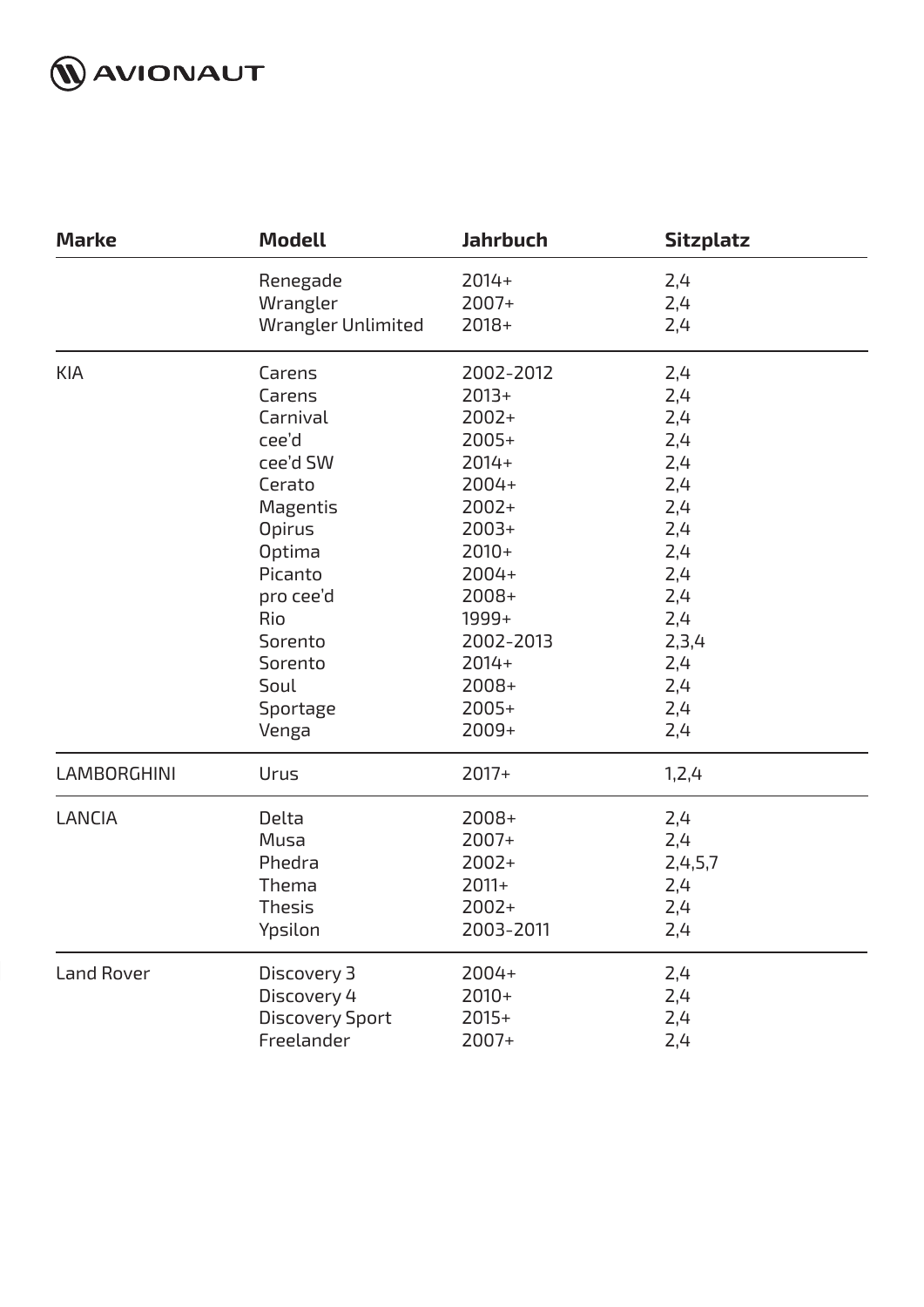| Marke | Modell | Jahrbuch | Sitzplatz |
|---|---|---|---|
| | Renegade | 2014+ | 2,4 |
| | Wrangler | 2007+ | 2,4 |
| | Wrangler Unlimited | 2018+ | 2,4 |
| KIA | Carens | 2002-2012 | 2,4 |
| | Carens | 2013+ | 2,4 |
| | Carnival | 2002+ | 2,4 |
| | cee'd | 2005+ | 2,4 |
| | cee'd SW | 2014+ | 2,4 |
| | Cerato | 2004+ | 2,4 |
| | Magentis | 2002+ | 2,4 |
| | Opirus | 2003+ | 2,4 |
| | Optima | 2010+ | 2,4 |
| | Picanto | 2004+ | 2,4 |
| | pro cee'd | 2008+ | 2,4 |
| | Rio | 1999+ | 2,4 |
| | Sorento | 2002-2013 | 2,3,4 |
| | Sorento | 2014+ | 2,4 |
| | Soul | 2008+ | 2,4 |
| | Sportage | 2005+ | 2,4 |
| | Venga | 2009+ | 2,4 |
| LAMBORGHINI | Urus | 2017+ | 1,2,4 |
| LANCIA | Delta | 2008+ | 2,4 |
| | Musa | 2007+ | 2,4 |
| | Phedra | 2002+ | 2,4,5,7 |
| | Thema | 2011+ | 2,4 |
| | Thesis | 2002+ | 2,4 |
| | Ypsilon | 2003-2011 | 2,4 |
| Land Rover | Discovery 3 | 2004+ | 2,4 |
| | Discovery 4 | 2010+ | 2,4 |
| | Discovery Sport | 2015+ | 2,4 |
| | Freelander | 2007+ | 2,4 |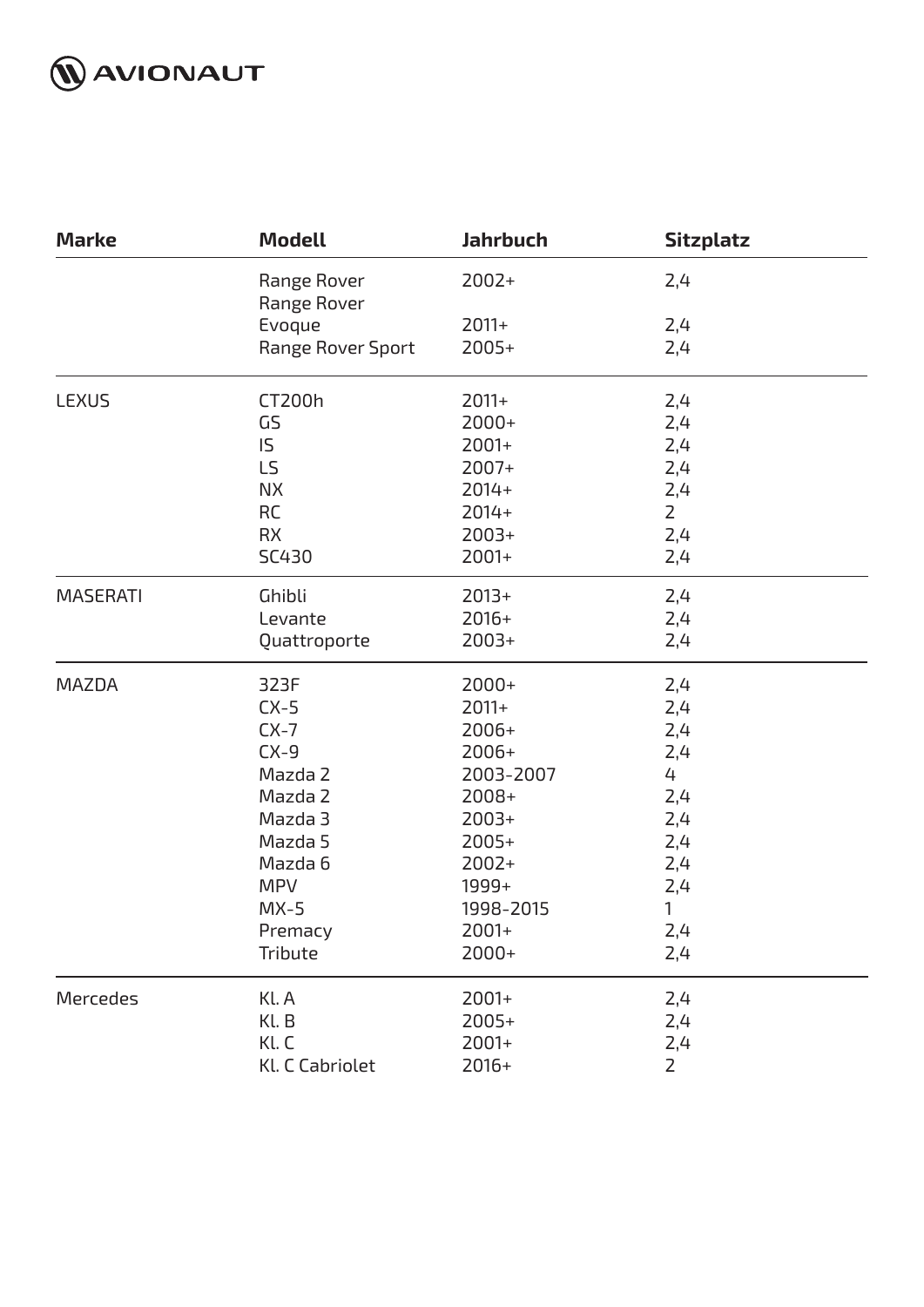| Marke | Modell | Jahrbuch | Sitzplatz |
|---|---|---|---|
| | Range Rover | 2002+ | 2,4 |
| | Range Rover Evoque | 2011+ | 2,4 |
| | Range Rover Sport | 2005+ | 2,4 |
| LEXUS | CT200h | 2011+ | 2,4 |
| | GS | 2000+ | 2,4 |
| | IS | 2001+ | 2,4 |
| | LS | 2007+ | 2,4 |
| | NX | 2014+ | 2,4 |
| | RC | 2014+ | 2 |
| | RX | 2003+ | 2,4 |
| | SC430 | 2001+ | 2,4 |
| MASERATI | Ghibli | 2013+ | 2,4 |
| | Levante | 2016+ | 2,4 |
| | Quattroporte | 2003+ | 2,4 |
| MAZDA | 323F | 2000+ | 2,4 |
| | CX-5 | 2011+ | 2,4 |
| | CX-7 | 2006+ | 2,4 |
| | CX-9 | 2006+ | 2,4 |
| | Mazda 2 | 2003-2007 | 4 |
| | Mazda 2 | 2008+ | 2,4 |
| | Mazda 3 | 2003+ | 2,4 |
| | Mazda 5 | 2005+ | 2,4 |
| | Mazda 6 | 2002+ | 2,4 |
| | MPV | 1999+ | 2,4 |
| | MX-5 | 1998-2015 | 1 |
| | Premacy | 2001+ | 2,4 |
| | Tribute | 2000+ | 2,4 |
| Mercedes | Kl. A | 2001+ | 2,4 |
| | Kl. B | 2005+ | 2,4 |
| | Kl. C | 2001+ | 2,4 |
| | Kl. C Cabriolet | 2016+ | 2 |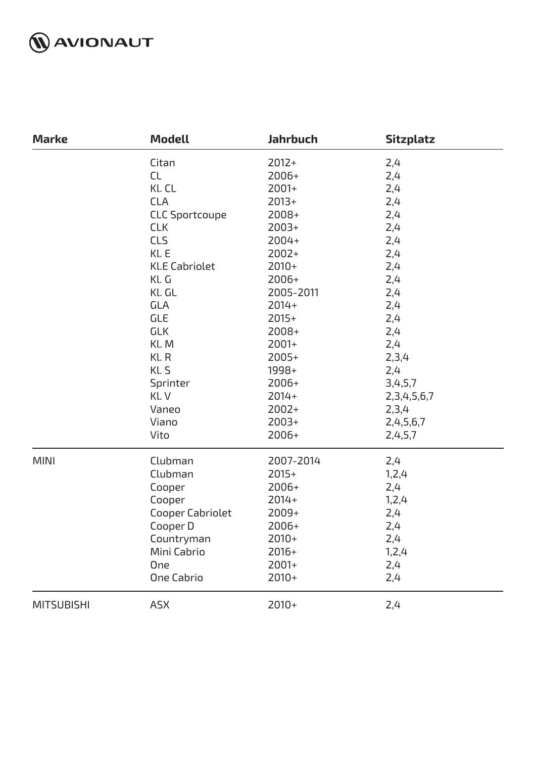| Marke | Modell | Jahrbuch | Sitzplatz |
|---|---|---|---|
| | Citan | 2012+ | 2,4 |
| | CL | 2006+ | 2,4 |
| | Kl. CL | 2001+ | 2,4 |
| | CLA | 2013+ | 2,4 |
| | CLC Sportcoupe | 2008+ | 2,4 |
| | CLK | 2003+ | 2,4 |
| | CLS | 2004+ | 2,4 |
| | Kl. E | 2002+ | 2,4 |
| | Kl.E Cabriolet | 2010+ | 2,4 |
| | Kl. G | 2006+ | 2,4 |
| | Kl. GL | 2005-2011 | 2,4 |
| | GLA | 2014+ | 2,4 |
| | GLE | 2015+ | 2,4 |
| | GLK | 2008+ | 2,4 |
| | Kl. M | 2001+ | 2,4 |
| | Kl. R | 2005+ | 2,3,4 |
| | Kl. S | 1998+ | 2,4 |
| | Sprinter | 2006+ | 3,4,5,7 |
| | Kl. V | 2014+ | 2,3,4,5,6,7 |
| | Vaneo | 2002+ | 2,3,4 |
| | Viano | 2003+ | 2,4,5,6,7 |
| | Vito | 2006+ | 2,4,5,7 |
| MINI | Clubman | 2007-2014 | 2,4 |
| | Clubman | 2015+ | 1,2,4 |
| | Cooper | 2006+ | 2,4 |
| | Cooper | 2014+ | 1,2,4 |
| | Cooper Cabriolet | 2009+ | 2,4 |
| | Cooper D | 2006+ | 2,4 |
| | Countryman | 2010+ | 2,4 |
| | Mini Cabrio | 2016+ | 1,2,4 |
| | One | 2001+ | 2,4 |
| | One Cabrio | 2010+ | 2,4 |
| MITSUBISHI | ASX | 2010+ | 2,4 |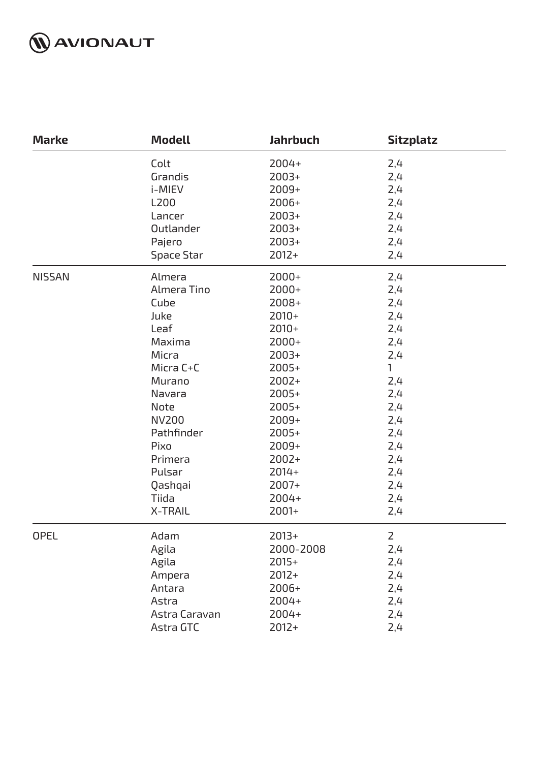| Marke | Modell | Jahrbuch | Sitzplatz |
|---|---|---|---|
| | Colt | 2004+ | 2,4 |
| | Grandis | 2003+ | 2,4 |
| | i-MIEV | 2009+ | 2,4 |
| | L200 | 2006+ | 2,4 |
| | Lancer | 2003+ | 2,4 |
| | Outlander | 2003+ | 2,4 |
| | Pajero | 2003+ | 2,4 |
| | Space Star | 2012+ | 2,4 |
| NISSAN | Almera | 2000+ | 2,4 |
| | Almera Tino | 2000+ | 2,4 |
| | Cube | 2008+ | 2,4 |
| | Juke | 2010+ | 2,4 |
| | Leaf | 2010+ | 2,4 |
| | Maxima | 2000+ | 2,4 |
| | Micra | 2003+ | 2,4 |
| | Micra C+C | 2005+ | 1 |
| | Murano | 2002+ | 2,4 |
| | Navara | 2005+ | 2,4 |
| | Note | 2005+ | 2,4 |
| | NV200 | 2009+ | 2,4 |
| | Pathfinder | 2005+ | 2,4 |
| | Pixo | 2009+ | 2,4 |
| | Primera | 2002+ | 2,4 |
| | Pulsar | 2014+ | 2,4 |
| | Qashqai | 2007+ | 2,4 |
| | Tiida | 2004+ | 2,4 |
| | X-TRAIL | 2001+ | 2,4 |
| OPEL | Adam | 2013+ | 2 |
| | Agila | 2000-2008 | 2,4 |
| | Agila | 2015+ | 2,4 |
| | Ampera | 2012+ | 2,4 |
| | Antara | 2006+ | 2,4 |
| | Astra | 2004+ | 2,4 |
| | Astra Caravan | 2004+ | 2,4 |
| | Astra GTC | 2012+ | 2,4 |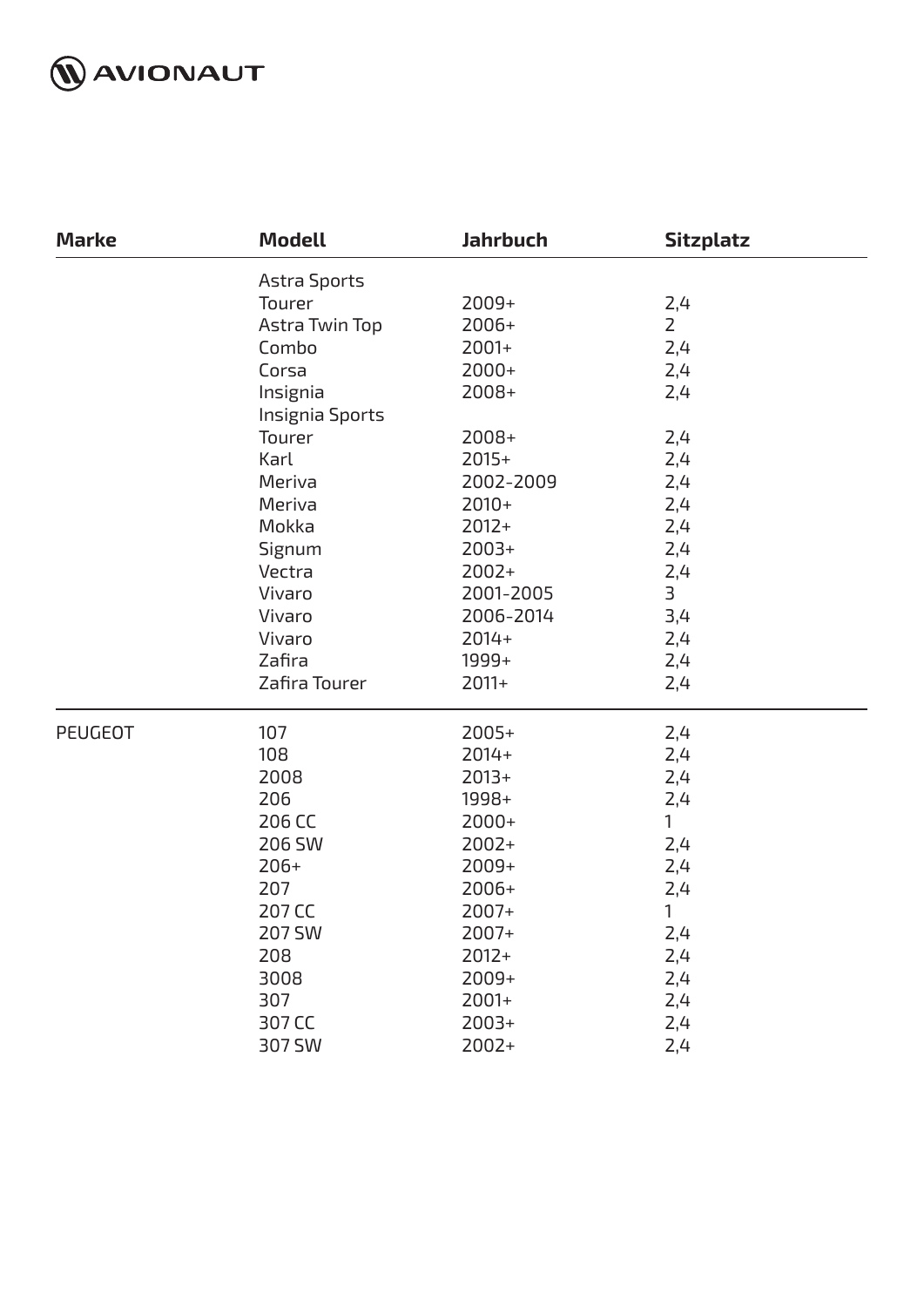| Marke | Modell | Jahrbuch | Sitzplatz |
|---|---|---|---|
| | Astra Sports Tourer | 2009+ | 2,4 |
| | Astra Twin Top | 2006+ | 2 |
| | Combo | 2001+ | 2,4 |
| | Corsa | 2000+ | 2,4 |
| | Insignia | 2008+ | 2,4 |
| | Insignia Sports Tourer | 2008+ | 2,4 |
| | Karl | 2015+ | 2,4 |
| | Meriva | 2002-2009 | 2,4 |
| | Meriva | 2010+ | 2,4 |
| | Mokka | 2012+ | 2,4 |
| | Signum | 2003+ | 2,4 |
| | Vectra | 2002+ | 2,4 |
| | Vivaro | 2001-2005 | 3 |
| | Vivaro | 2006-2014 | 3,4 |
| | Vivaro | 2014+ | 2,4 |
| | Zafira | 1999+ | 2,4 |
| | Zafira Tourer | 2011+ | 2,4 |
| PEUGEOT | 107 | 2005+ | 2,4 |
| | 108 | 2014+ | 2,4 |
| | 2008 | 2013+ | 2,4 |
| | 206 | 1998+ | 2,4 |
| | 206 CC | 2000+ | 1 |
| | 206 SW | 2002+ | 2,4 |
| | 206+ | 2009+ | 2,4 |
| | 207 | 2006+ | 2,4 |
| | 207 CC | 2007+ | 1 |
| | 207 SW | 2007+ | 2,4 |
| | 208 | 2012+ | 2,4 |
| | 3008 | 2009+ | 2,4 |
| | 307 | 2001+ | 2,4 |
| | 307 CC | 2003+ | 2,4 |
| | 307 SW | 2002+ | 2,4 |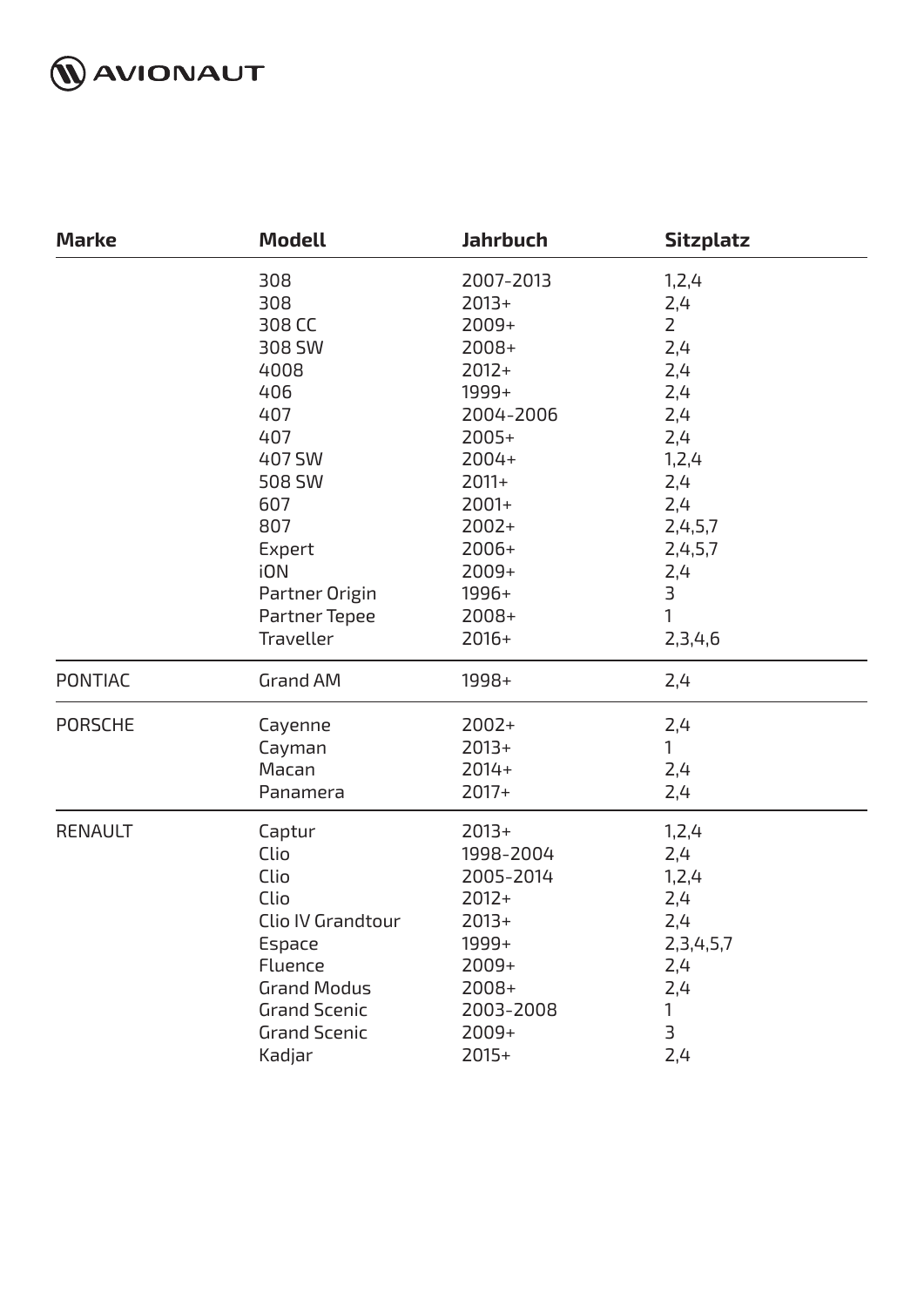| Marke | Modell | Jahrbuch | Sitzplatz |
|---|---|---|---|
| | 308 | 2007-2013 | 1,2,4 |
| | 308 | 2013+ | 2,4 |
| | 308 CC | 2009+ | 2 |
| | 308 SW | 2008+ | 2,4 |
| | 4008 | 2012+ | 2,4 |
| | 406 | 1999+ | 2,4 |
| | 407 | 2004-2006 | 2,4 |
| | 407 | 2005+ | 2,4 |
| | 407 SW | 2004+ | 1,2,4 |
| | 508 SW | 2011+ | 2,4 |
| | 607 | 2001+ | 2,4 |
| | 807 | 2002+ | 2,4,5,7 |
| | Expert | 2006+ | 2,4,5,7 |
| | iON | 2009+ | 2,4 |
| | Partner Origin | 1996+ | 3 |
| | Partner Tepee | 2008+ | 1 |
| | Traveller | 2016+ | 2,3,4,6 |
| PONTIAC | Grand AM | 1998+ | 2,4 |
| PORSCHE | Cayenne | 2002+ | 2,4 |
| | Cayman | 2013+ | 1 |
| | Macan | 2014+ | 2,4 |
| | Panamera | 2017+ | 2,4 |
| RENAULT | Captur | 2013+ | 1,2,4 |
| | Clio | 1998-2004 | 2,4 |
| | Clio | 2005-2014 | 1,2,4 |
| | Clio | 2012+ | 2,4 |
| | Clio IV Grandtour | 2013+ | 2,4 |
| | Espace | 1999+ | 2,3,4,5,7 |
| | Fluence | 2009+ | 2,4 |
| | Grand Modus | 2008+ | 2,4 |
| | Grand Scenic | 2003-2008 | 1 |
| | Grand Scenic | 2009+ | 3 |
| | Kadjar | 2015+ | 2,4 |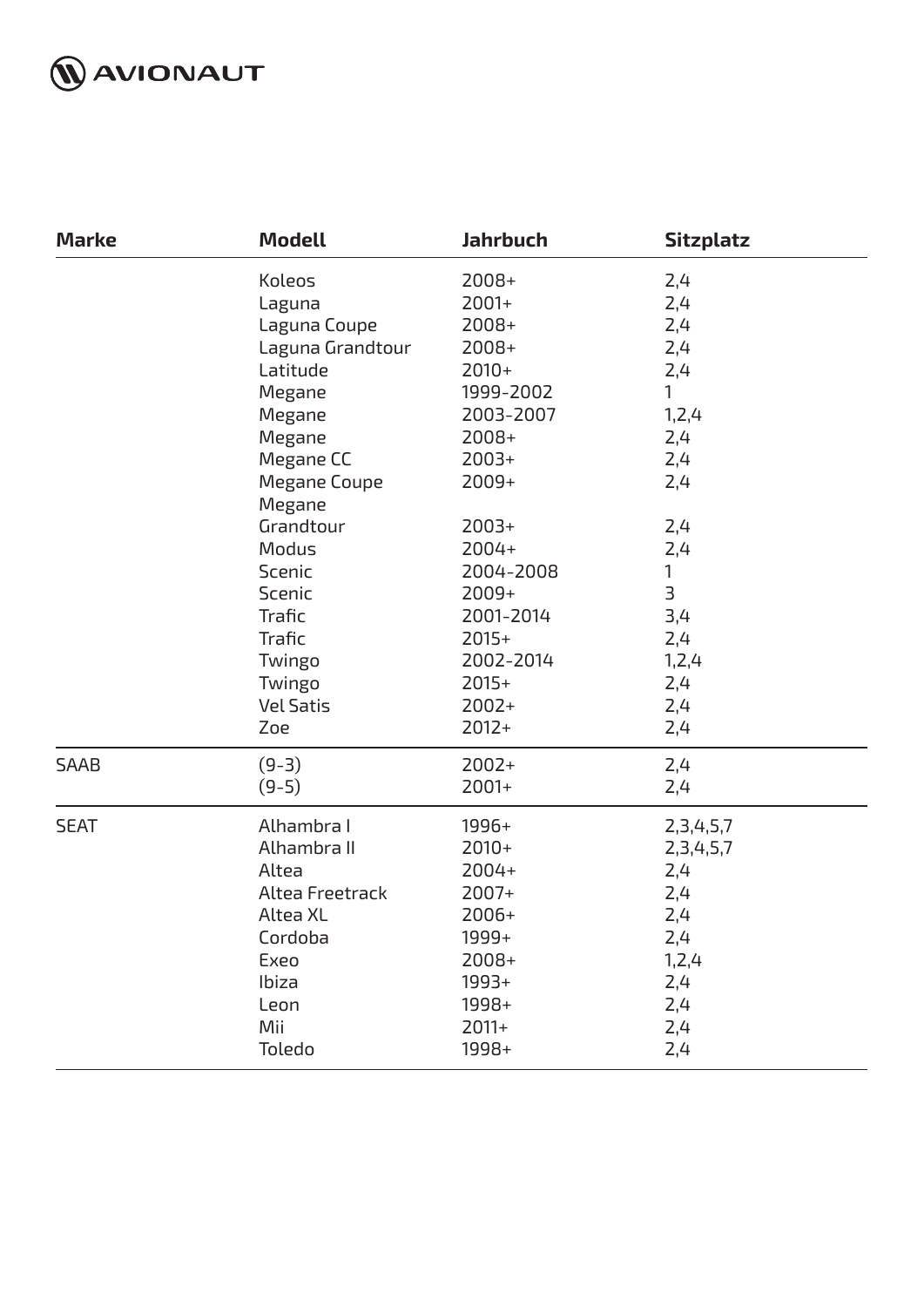| Marke | Modell | Jahrbuch | Sitzplatz |
|---|---|---|---|
| | Koleos | 2008+ | 2,4 |
| | Laguna | 2001+ | 2,4 |
| | Laguna Coupe | 2008+ | 2,4 |
| | Laguna Grandtour | 2008+ | 2,4 |
| | Latitude | 2010+ | 2,4 |
| | Megane | 1999-2002 | 1 |
| | Megane | 2003-2007 | 1,2,4 |
| | Megane | 2008+ | 2,4 |
| | Megane CC | 2003+ | 2,4 |
| | Megane Coupe | 2009+ | 2,4 |
| | Megane Grandtour | 2003+ | 2,4 |
| | Modus | 2004+ | 2,4 |
| | Scenic | 2004-2008 | 1 |
| | Scenic | 2009+ | 3 |
| | Trafic | 2001-2014 | 3,4 |
| | Trafic | 2015+ | 2,4 |
| | Twingo | 2002-2014 | 1,2,4 |
| | Twingo | 2015+ | 2,4 |
| | Vel Satis | 2002+ | 2,4 |
| | Zoe | 2012+ | 2,4 |
| SAAB | (9-3) | 2002+ | 2,4 |
| | (9-5) | 2001+ | 2,4 |
| SEAT | Alhambra I | 1996+ | 2,3,4,5,7 |
| | Alhambra II | 2010+ | 2,3,4,5,7 |
| | Altea | 2004+ | 2,4 |
| | Altea Freetrack | 2007+ | 2,4 |
| | Altea XL | 2006+ | 2,4 |
| | Cordoba | 1999+ | 2,4 |
| | Exeo | 2008+ | 1,2,4 |
| | Ibiza | 1993+ | 2,4 |
| | Leon | 1998+ | 2,4 |
| | Mii | 2011+ | 2,4 |
| | Toledo | 1998+ | 2,4 |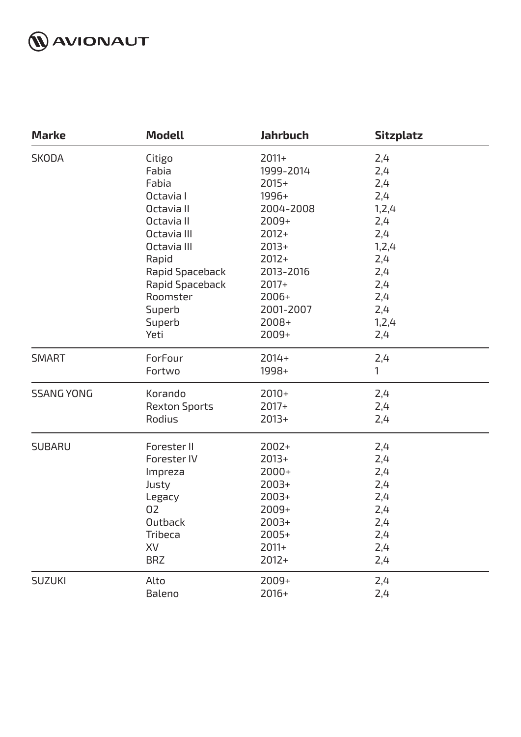| Marke | Modell | Jahrbuch | Sitzplatz |
|---|---|---|---|
| SKODA | Citigo | 2011+ | 2,4 |
| | Fabia | 1999-2014 | 2,4 |
| | Fabia | 2015+ | 2,4 |
| | Octavia I | 1996+ | 2,4 |
| | Octavia II | 2004-2008 | 1,2,4 |
| | Octavia II | 2009+ | 2,4 |
| | Octavia III | 2012+ | 2,4 |
| | Octavia III | 2013+ | 1,2,4 |
| | Rapid | 2012+ | 2,4 |
| | Rapid Spaceback | 2013-2016 | 2,4 |
| | Rapid Spaceback | 2017+ | 2,4 |
| | Roomster | 2006+ | 2,4 |
| | Superb | 2001-2007 | 2,4 |
| | Superb | 2008+ | 1,2,4 |
| | Yeti | 2009+ | 2,4 |
| SMART | ForFour | 2014+ | 2,4 |
| | Fortwo | 1998+ | 1 |
| SSANG YONG | Korando | 2010+ | 2,4 |
| | Rexton Sports | 2017+ | 2,4 |
| | Rodius | 2013+ | 2,4 |
| SUBARU | Forester II | 2002+ | 2,4 |
| | Forester IV | 2013+ | 2,4 |
| | Impreza | 2000+ | 2,4 |
| | Justy | 2003+ | 2,4 |
| | Legacy | 2003+ | 2,4 |
| | O2 | 2009+ | 2,4 |
| | Outback | 2003+ | 2,4 |
| | Tribeca | 2005+ | 2,4 |
| | XV | 2011+ | 2,4 |
| | BRZ | 2012+ | 2,4 |
| SUZUKI | Alto | 2009+ | 2,4 |
| | Baleno | 2016+ | 2,4 |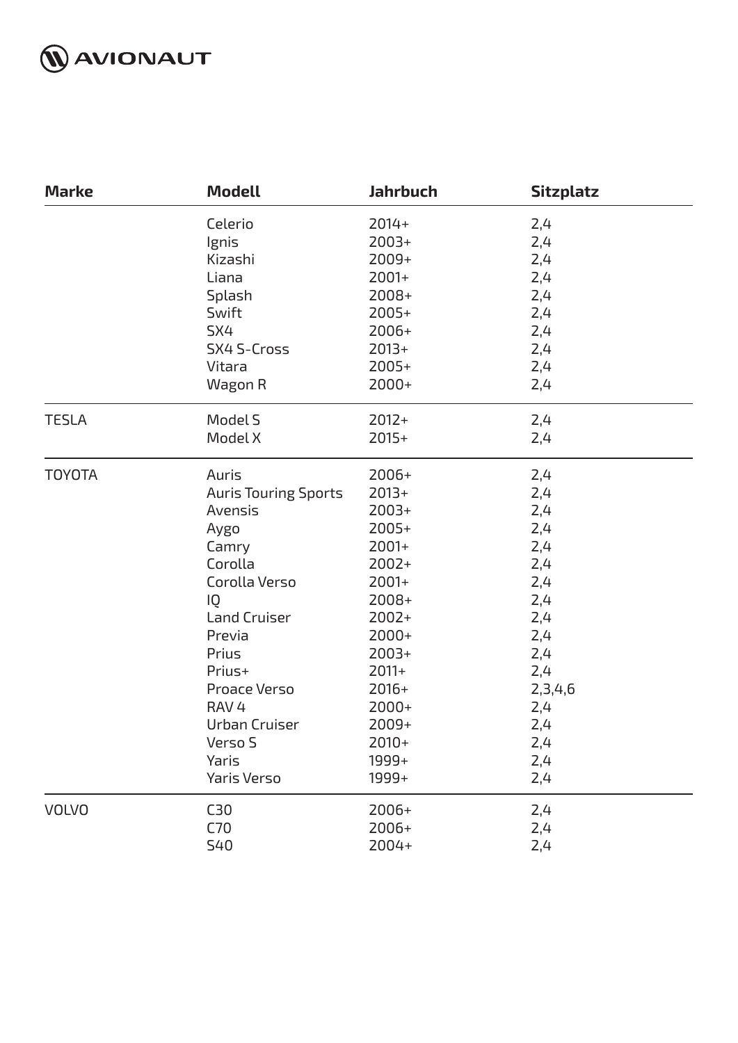| Marke | Modell | Jahrbuch | Sitzplatz |
|---|---|---|---|
| | Celerio | 2014+ | 2,4 |
| | Ignis | 2003+ | 2,4 |
| | Kizashi | 2009+ | 2,4 |
| | Liana | 2001+ | 2,4 |
| | Splash | 2008+ | 2,4 |
| | Swift | 2005+ | 2,4 |
| | SX4 | 2006+ | 2,4 |
| | SX4 S-Cross | 2013+ | 2,4 |
| | Vitara | 2005+ | 2,4 |
| | Wagon R | 2000+ | 2,4 |
| TESLA | Model S | 2012+ | 2,4 |
| | Model X | 2015+ | 2,4 |
| TOYOTA | Auris | 2006+ | 2,4 |
| | Auris Touring Sports | 2013+ | 2,4 |
| | Avensis | 2003+ | 2,4 |
| | Aygo | 2005+ | 2,4 |
| | Camry | 2001+ | 2,4 |
| | Corolla | 2002+ | 2,4 |
| | Corolla Verso | 2001+ | 2,4 |
| | IQ | 2008+ | 2,4 |
| | Land Cruiser | 2002+ | 2,4 |
| | Previa | 2000+ | 2,4 |
| | Prius | 2003+ | 2,4 |
| | Prius+ | 2011+ | 2,4 |
| | Proace Verso | 2016+ | 2,3,4,6 |
| | RAV 4 | 2000+ | 2,4 |
| | Urban Cruiser | 2009+ | 2,4 |
| | Verso S | 2010+ | 2,4 |
| | Yaris | 1999+ | 2,4 |
| | Yaris Verso | 1999+ | 2,4 |
| VOLVO | C30 | 2006+ | 2,4 |
| | C70 | 2006+ | 2,4 |
| | S40 | 2004+ | 2,4 |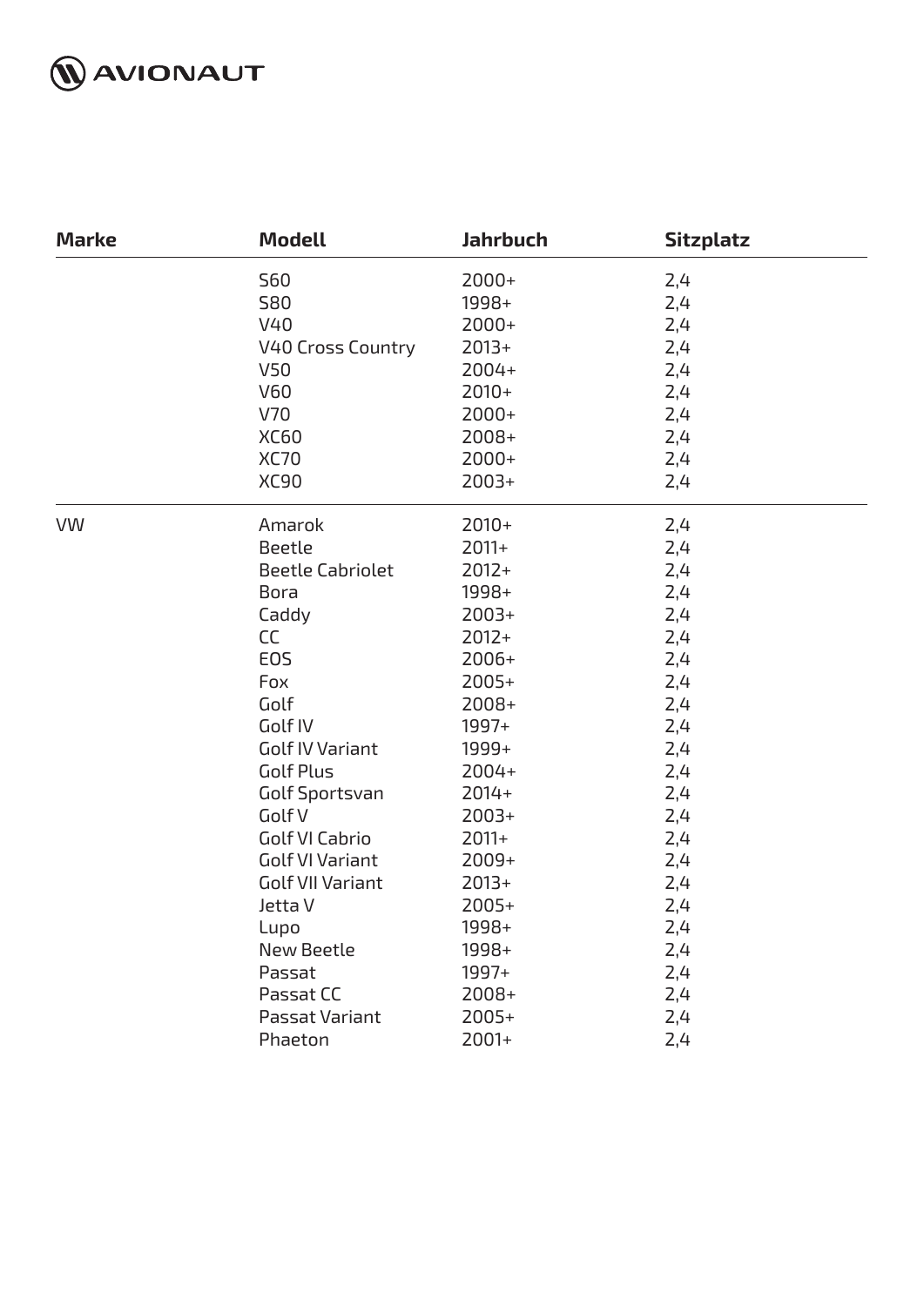| Marke | Modell | Jahrbuch | Sitzplatz |
|---|---|---|---|
| | S60 | 2000+ | 2,4 |
| | S80 | 1998+ | 2,4 |
| | V40 | 2000+ | 2,4 |
| | V40 Cross Country | 2013+ | 2,4 |
| | V50 | 2004+ | 2,4 |
| | V60 | 2010+ | 2,4 |
| | V70 | 2000+ | 2,4 |
| | XC60 | 2008+ | 2,4 |
| | XC70 | 2000+ | 2,4 |
| | XC90 | 2003+ | 2,4 |
| VW | Amarok | 2010+ | 2,4 |
| | Beetle | 2011+ | 2,4 |
| | Beetle Cabriolet | 2012+ | 2,4 |
| | Bora | 1998+ | 2,4 |
| | Caddy | 2003+ | 2,4 |
| | CC | 2012+ | 2,4 |
| | EOS | 2006+ | 2,4 |
| | Fox | 2005+ | 2,4 |
| | Golf | 2008+ | 2,4 |
| | Golf IV | 1997+ | 2,4 |
| | Golf IV Variant | 1999+ | 2,4 |
| | Golf Plus | 2004+ | 2,4 |
| | Golf Sportsvan | 2014+ | 2,4 |
| | Golf V | 2003+ | 2,4 |
| | Golf VI Cabrio | 2011+ | 2,4 |
| | Golf VI Variant | 2009+ | 2,4 |
| | Golf VII Variant | 2013+ | 2,4 |
| | Jetta V | 2005+ | 2,4 |
| | Lupo | 1998+ | 2,4 |
| | New Beetle | 1998+ | 2,4 |
| | Passat | 1997+ | 2,4 |
| | Passat CC | 2008+ | 2,4 |
| | Passat Variant | 2005+ | 2,4 |
| | Phaeton | 2001+ | 2,4 |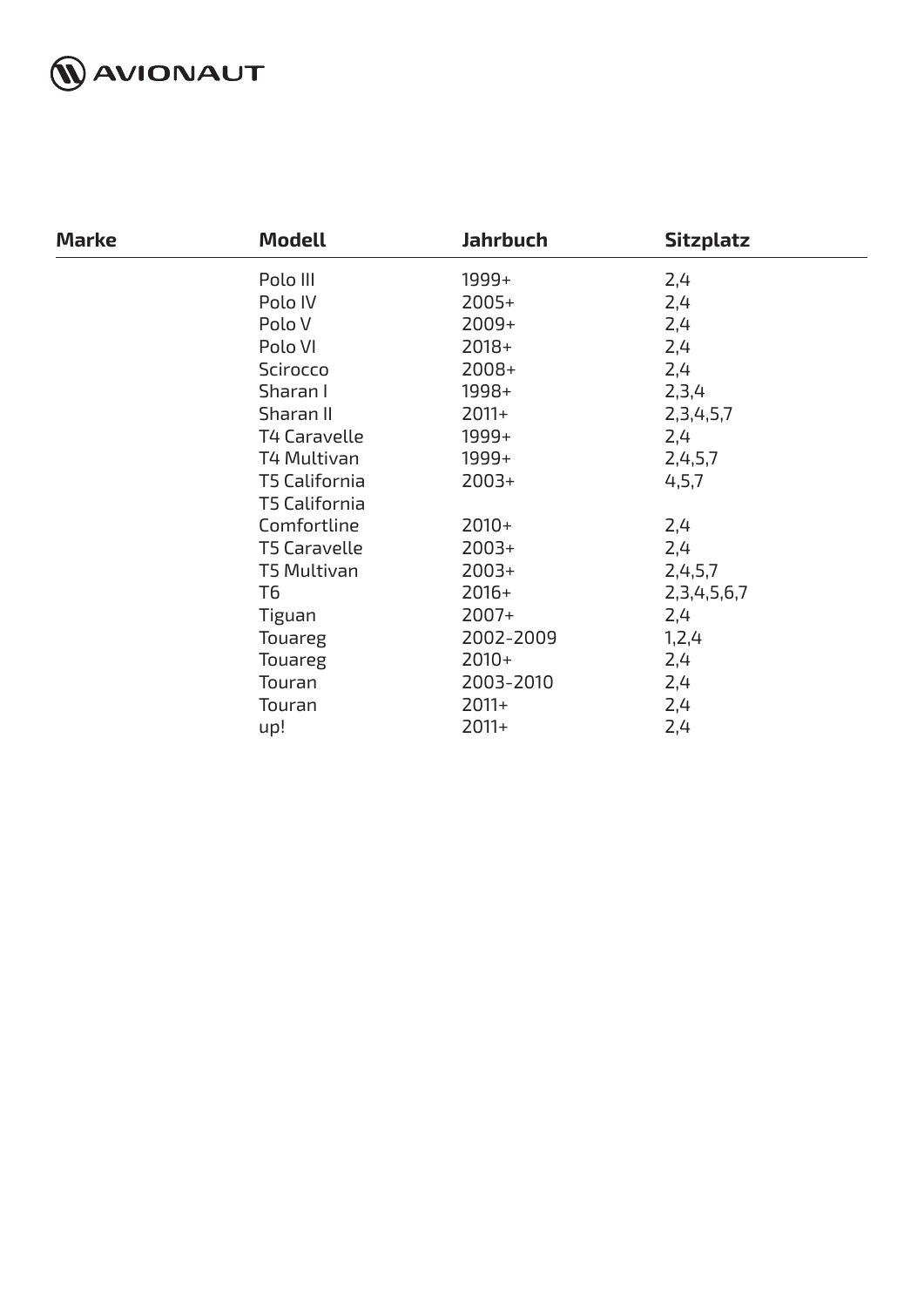| Marke | Modell | Jahrbuch | Sitzplatz |
|---|---|---|---|
| | Polo III | 1999+ | 2,4 |
| | Polo IV | 2005+ | 2,4 |
| | Polo V | 2009+ | 2,4 |
| | Polo VI | 2018+ | 2,4 |
| | Scirocco | 2008+ | 2,4 |
| | Sharan I | 1998+ | 2,3,4 |
| | Sharan II | 2011+ | 2,3,4,5,7 |
| | T4 Caravelle | 1999+ | 2,4 |
| | T4 Multivan | 1999+ | 2,4,5,7 |
| | T5 California | 2003+ | 4,5,7 |
| | T5 California Comfortline | 2010+ | 2,4 |
| | T5 Caravelle | 2003+ | 2,4 |
| | T5 Multivan | 2003+ | 2,4,5,7 |
| | T6 | 2016+ | 2,3,4,5,6,7 |
| | Tiguan | 2007+ | 2,4 |
| | Touareg | 2002-2009 | 1,2,4 |
| | Touareg | 2010+ | 2,4 |
| | Touran | 2003-2010 | 2,4 |
| | Touran | 2011+ | 2,4 |
| | up! | 2011+ | 2,4 |